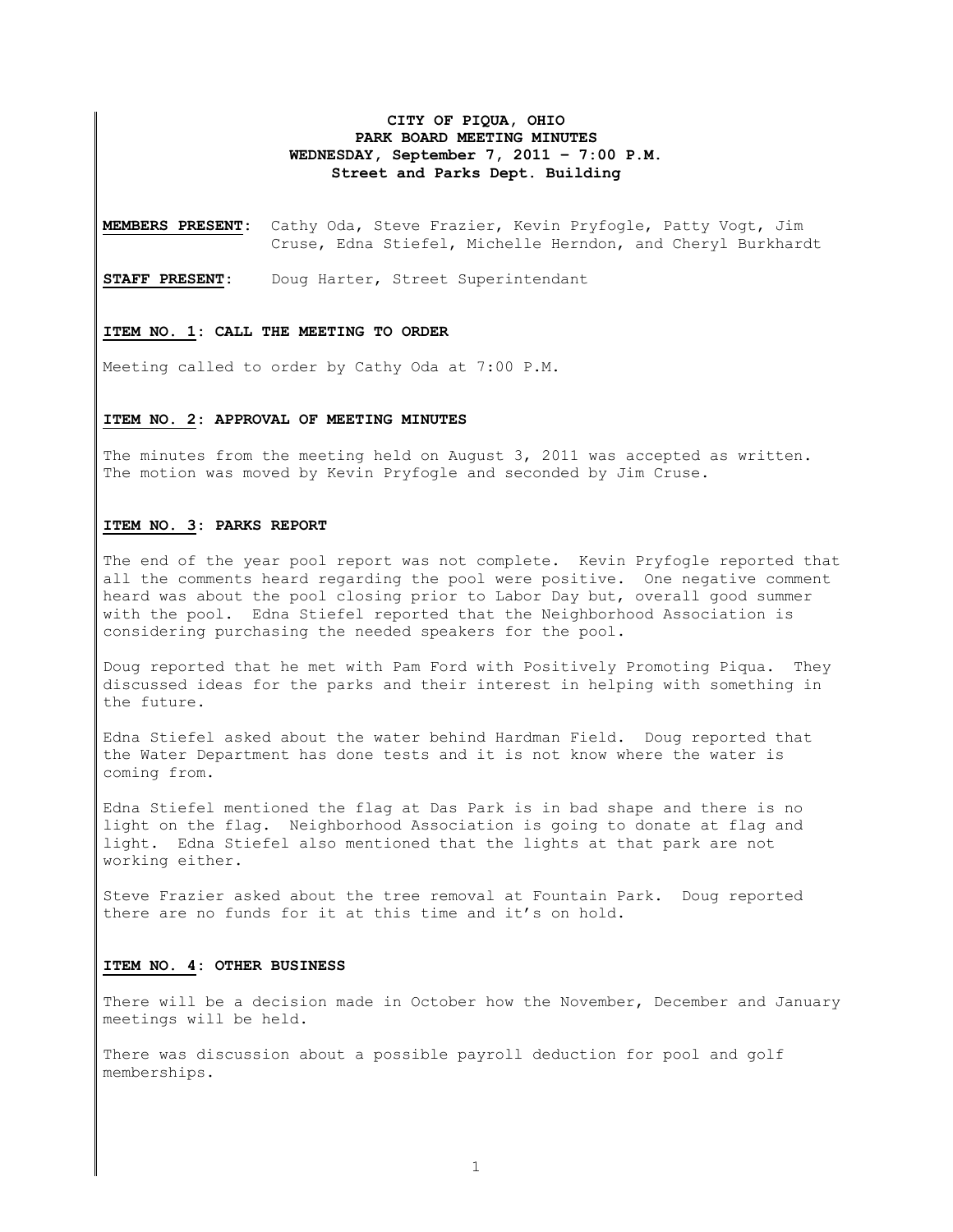**CITY OF PIQUA, OHIO**
**PARK BOARD MEETING MINUTES**
**WEDNESDAY, September 7, 2011 – 7:00 P.M.**
**Street and Parks Dept. Building**

**MEMBERS PRESENT:** Cathy Oda, Steve Frazier, Kevin Pryfogle, Patty Vogt, Jim Cruse, Edna Stiefel, Michelle Herndon, and Cheryl Burkhardt

**STAFF PRESENT:** Doug Harter, Street Superintendant

**ITEM NO. 1: CALL THE MEETING TO ORDER**

Meeting called to order by Cathy Oda at 7:00 P.M.

**ITEM NO. 2: APPROVAL OF MEETING MINUTES**

The minutes from the meeting held on August 3, 2011 was accepted as written. The motion was moved by Kevin Pryfogle and seconded by Jim Cruse.

**ITEM NO. 3: PARKS REPORT**

The end of the year pool report was not complete. Kevin Pryfogle reported that all the comments heard regarding the pool were positive. One negative comment heard was about the pool closing prior to Labor Day but, overall good summer with the pool. Edna Stiefel reported that the Neighborhood Association is considering purchasing the needed speakers for the pool.

Doug reported that he met with Pam Ford with Positively Promoting Piqua. They discussed ideas for the parks and their interest in helping with something in the future.

Edna Stiefel asked about the water behind Hardman Field. Doug reported that the Water Department has done tests and it is not know where the water is coming from.

Edna Stiefel mentioned the flag at Das Park is in bad shape and there is no light on the flag. Neighborhood Association is going to donate at flag and light. Edna Stiefel also mentioned that the lights at that park are not working either.

Steve Frazier asked about the tree removal at Fountain Park. Doug reported there are no funds for it at this time and it's on hold.

**ITEM NO. 4: OTHER BUSINESS**

There will be a decision made in October how the November, December and January meetings will be held.

There was discussion about a possible payroll deduction for pool and golf memberships.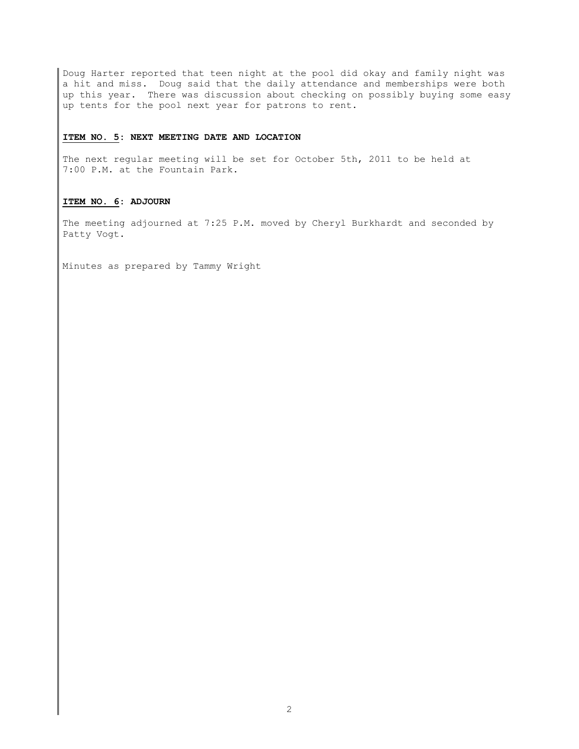Doug Harter reported that teen night at the pool did okay and family night was a hit and miss. Doug said that the daily attendance and memberships were both up this year. There was discussion about checking on possibly buying some easy up tents for the pool next year for patrons to rent.

**ITEM NO. 5: NEXT MEETING DATE AND LOCATION**

The next regular meeting will be set for October 5th, 2011 to be held at 7:00 P.M. at the Fountain Park.

**ITEM NO. 6: ADJOURN**

The meeting adjourned at 7:25 P.M. moved by Cheryl Burkhardt and seconded by Patty Vogt.

Minutes as prepared by Tammy Wright